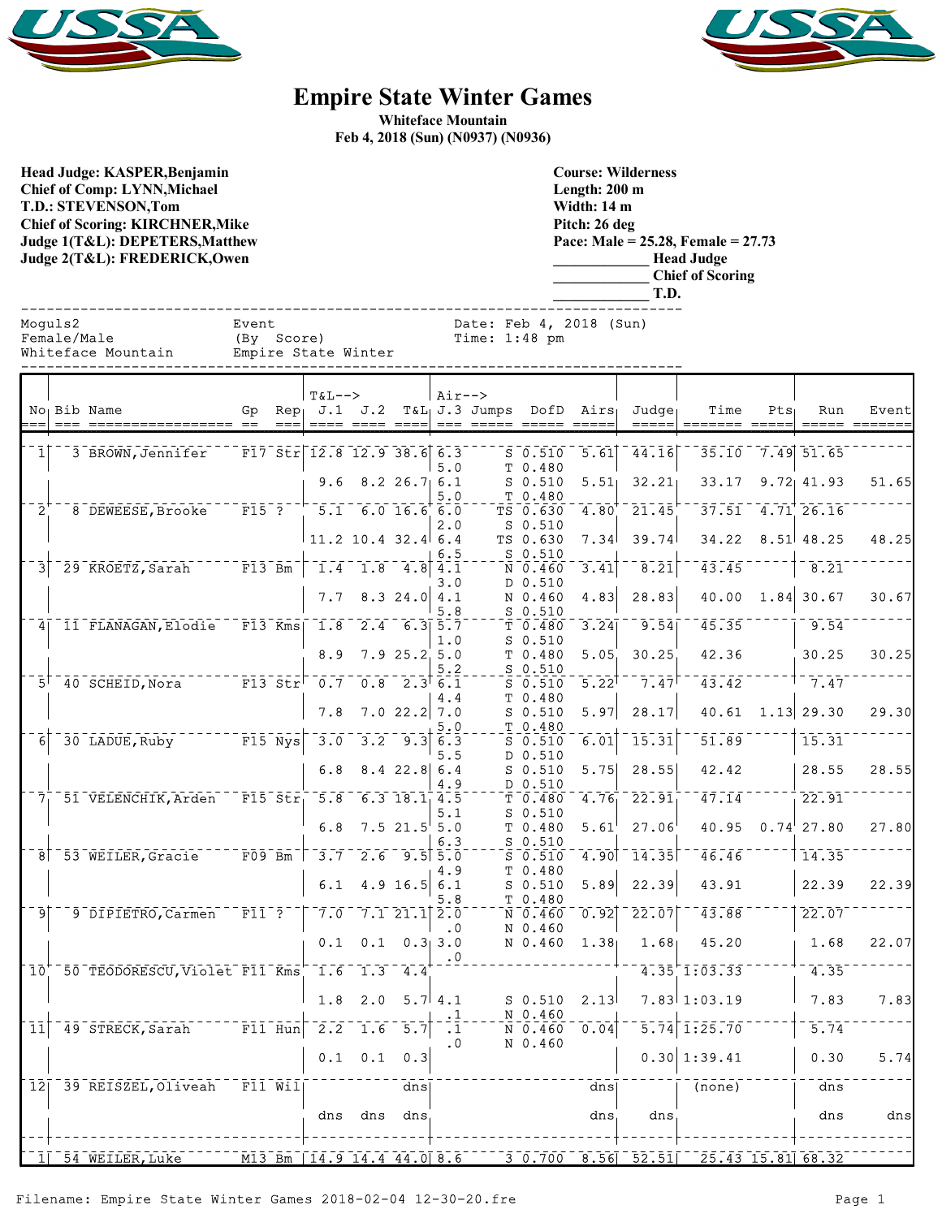# Empire State Winter Games

**Whiteface Mountain**
**Feb 4, 2018 (Sun) (N0937) (N0936)**

**Head Judge: KASPER,Benjamin**
**Chief of Comp: LYNN,Michael**
**T.D.: STEVENSON,Tom**
**Chief of Scoring: KIRCHNER,Mike**
**Judge 1(T&L): DEPETERS,Matthew**
**Judge 2(T&L): FREDERICK,Owen**

**Course: Wilderness**
**Length: 200 m**
**Width: 14 m**
**Pitch: 26 deg**
**Pace: Male = 25.28, Female = 27.73**
**____________ Head Judge**
**____________ Chief of Scoring**
**____________ T.D.**

```
Moguls2                  Event                   Date: Feb 4, 2018 (Sun)
Female/Male              (By  Score)             Time: 1:48 pm
Whiteface Mountain       Empire State Winter
```

| No | Bib | Name | Gp | Rep | T&L J.1 | T&L J.2 | T&L | Air J.3 | Jumps | DofD | Airs | Judge | Time | Pts | Run | Event |
|---|---|---|---|---|---|---|---|---|---|---|---|---|---|---|---|---|
| 1 | 3 | BROWN,Jennifer | F17 | Str | 12.8 | 12.9 | 38.6 | 6.3<br>5.0 | S<br>T | 0.510<br>0.480 | 5.61 | 44.16 | 35.10 | 7.49 | 51.65 | |
| | | | | | 9.6 | 8.2 | 26.7 | 6.1<br>5.0 | S<br>T | 0.510<br>0.480 | 5.51 | 32.21 | 33.17 | 9.72 | 41.93 | 51.65 |
| 2 | 8 | DEWEESE,Brooke | F15 | ? | 5.1 | 6.0 | 16.6 | 6.0<br>2.0 | TS<br>S | 0.630<br>0.510 | 4.80 | 21.45 | 37.51 | 4.71 | 26.16 | |
| | | | | | 11.2 | 10.4 | 32.4 | 6.4<br>6.5 | TS<br>S | 0.630<br>0.510 | 7.34 | 39.74 | 34.22 | 8.51 | 48.25 | 48.25 |
| 3 | 29 | KROETZ,Sarah | F13 | Bm | 1.4 | 1.8 | 4.8 | 4.1<br>3.0 | N<br>D | 0.460<br>0.510 | 3.41 | 8.21 | 43.45 | | 8.21 | |
| | | | | | 7.7 | 8.3 | 24.0 | 4.1<br>5.8 | N<br>S | 0.460<br>0.510 | 4.83 | 28.83 | 40.00 | 1.84 | 30.67 | 30.67 |
| 4 | 11 | FLANAGAN,Elodie | F13 | Kms | 1.8 | 2.4 | 6.3 | 5.7<br>1.0 | T<br>S | 0.480<br>0.510 | 3.24 | 9.54 | 45.35 | | 9.54 | |
| | | | | | 8.9 | 7.9 | 25.2 | 5.0<br>5.2 | T<br>S | 0.480<br>0.510 | 5.05 | 30.25 | 42.36 | | 30.25 | 30.25 |
| 5 | 40 | SCHEID,Nora | F13 | Str | 0.7 | 0.8 | 2.3 | 6.1<br>4.4 | S<br>T | 0.510<br>0.480 | 5.22 | 7.47 | 43.42 | | 7.47 | |
| | | | | | 7.8 | 7.0 | 22.2 | 7.0<br>5.0 | S<br>T | 0.510<br>0.480 | 5.97 | 28.17 | 40.61 | 1.13 | 29.30 | 29.30 |
| 6 | 30 | LADUE,Ruby | F15 | Nys | 3.0 | 3.2 | 9.3 | 6.3<br>5.5 | S<br>D | 0.510<br>0.510 | 6.01 | 15.31 | 51.89 | | 15.31 | |
| | | | | | 6.8 | 8.4 | 22.8 | 6.4<br>4.9 | S<br>D | 0.510<br>0.510 | 5.75 | 28.55 | 42.42 | | 28.55 | 28.55 |
| 7 | 51 | VELENCHIK,Arden | F15 | Str | 5.8 | 6.3 | 18.1 | 4.5<br>5.1 | T<br>S | 0.480<br>0.510 | 4.76 | 22.91 | 47.14 | | 22.91 | |
| | | | | | 6.8 | 7.5 | 21.5 | 5.0<br>6.3 | T<br>S | 0.480<br>0.510 | 5.61 | 27.06 | 40.95 | 0.74 | 27.80 | 27.80 |
| 8 | 53 | WEILER,Gracie | F09 | Bm | 3.7 | 2.6 | 9.5 | 5.0<br>4.9 | S<br>T | 0.510<br>0.480 | 4.90 | 14.35 | 46.46 | | 14.35 | |
| | | | | | 6.1 | 4.9 | 16.5 | 6.1<br>5.8 | S<br>T | 0.510<br>0.480 | 5.89 | 22.39 | 43.91 | | 22.39 | 22.39 |
| 9 | 9 | DIPIETRO,Carmen | F11 | ? | 7.0 | 7.1 | 21.1 | 2.0<br>.0 | N<br>N | 0.460<br>0.460 | 0.92 | 22.07 | 43.88 | | 22.07 | |
| | | | | | 0.1 | 0.1 | 0.3 | 3.0<br>.0 | N | 0.460 | 1.38 | 1.68 | 45.20 | | 1.68 | 22.07 |
| 10 | 50 | TEODORESCU,Violet | F11 | Kms | 1.6 | 1.3 | 4.4 | | | | | 4.35 | 1:03.33 | | 4.35 | |
| | | | | | 1.8 | 2.0 | 5.7 | 4.1<br>.1 | S<br>N | 0.510<br>0.460 | 2.13 | 7.83 | 1:03.19 | | 7.83 | 7.83 |
| 11 | 49 | STRECK,Sarah | F11 | Hun | 2.2 | 1.6 | 5.7 | .1<br>.0 | N<br>N | 0.460<br>0.460 | 0.04 | 5.74 | 1:25.70 | | 5.74 | |
| | | | | | 0.1 | 0.1 | 0.3 | | | | | 0.30 | 1:39.41 | | 0.30 | 5.74 |
| 12 | 39 | REISZEL,Oliveah | F11 | Wil | | | dns | | | | dns | | (none) | | dns | |
| | | | | | dns | dns | dns | | | | dns | dns | | | dns | dns |
| 1 | 54 | WEILER,Luke | M13 | Bm | 14.9 | 14.4 | 44.0 | 8.6 | 3 | 0.700 | 8.56 | 52.51 | 25.43 | 15.81 | 68.32 | |

Filename: Empire State Winter Games 2018-02-04 12-30-20.fre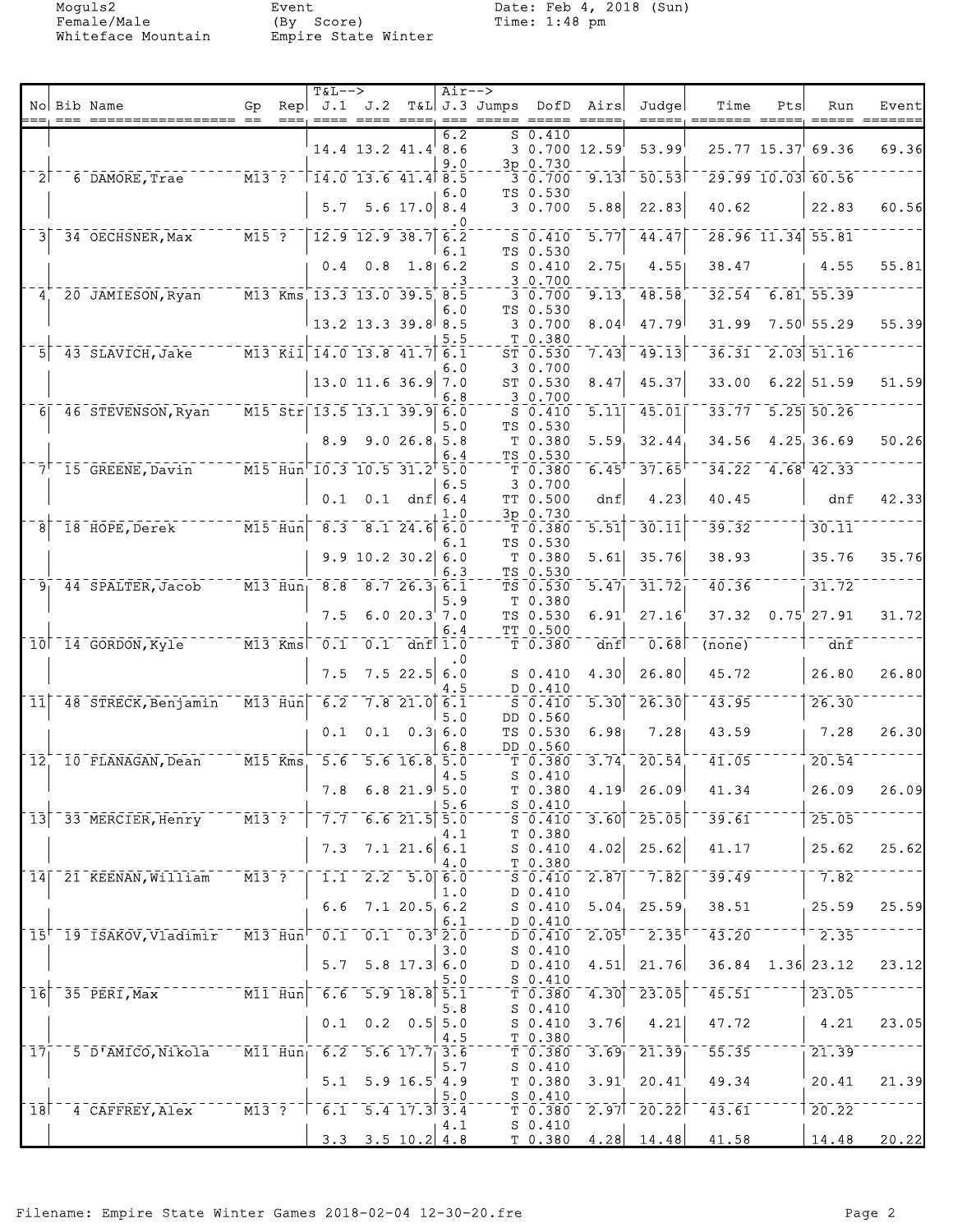Moguls2
Female/Male
Whiteface Mountain

Event
(By Score)
Empire State Winter

Date: Feb 4, 2018 (Sun)
Time: 1:48 pm

| No | Bib | Name | Gp | Rep | J.1 | J.2 | T&L | J.3 | Jumps | DofD | Airs | Judge | Time | Pts | Run | Event |
|---|---|---|---|---|---|---|---|---|---|---|---|---|---|---|---|---|
| | | | | | | | | 6.2 | S | 0.410 | | | | | | |
| | | | | | 14.4 | 13.2 | 41.4 | 8.6 | 3 | 0.700 | 12.59 | 53.99 | 25.77 | 15.37 | 69.36 | 69.36 |
| | | | | | | | | 9.0 | 3p | 0.730 | | | | | | |
| 2 | 6 | DAMORE, Trae | M13 | ? | 14.0 | 13.6 | 41.4 | 8.5 | 3 | 0.700 | 9.13 | 50.53 | 29.99 | 10.03 | 60.56 | |
| | | | | | | | | 6.0 | TS | 0.530 | | | | | | |
| | | | | | 5.7 | 5.6 | 17.0 | 8.4 | 3 | 0.700 | 5.88 | 22.83 | 40.62 | | 22.83 | 60.56 |
| | | | | | | | | .0 | | | | | | | | |
| 3 | 34 | OECHSNER, Max | M15 | ? | 12.9 | 12.9 | 38.7 | 6.2 | S | 0.410 | 5.77 | 44.47 | 28.96 | 11.34 | 55.81 | |
| | | | | | | | | 6.1 | TS | 0.530 | | | | | | |
| | | | | | 0.4 | 0.8 | 1.8 | 6.2 | S | 0.410 | 2.75 | 4.55 | 38.47 | | 4.55 | 55.81 |
| | | | | | | | | .3 | 3 | 0.700 | | | | | | |
| 4 | 20 | JAMIESON, Ryan | M13 | Kms | 13.3 | 13.0 | 39.5 | 8.5 | 3 | 0.700 | 9.13 | 48.58 | 32.54 | 6.81 | 55.39 | |
| | | | | | | | | 6.0 | TS | 0.530 | | | | | | |
| | | | | | 13.2 | 13.3 | 39.8 | 8.5 | 3 | 0.700 | 8.04 | 47.79 | 31.99 | 7.50 | 55.29 | 55.39 |
| | | | | | | | | 5.5 | T | 0.380 | | | | | | |
| 5 | 43 | SLAVICH, Jake | M13 | Kil | 14.0 | 13.8 | 41.7 | 6.1 | ST | 0.530 | 7.43 | 49.13 | 36.31 | 2.03 | 51.16 | |
| | | | | | | | | 6.0 | 3 | 0.700 | | | | | | |
| | | | | | 13.0 | 11.6 | 36.9 | 7.0 | ST | 0.530 | 8.47 | 45.37 | 33.00 | 6.22 | 51.59 | 51.59 |
| | | | | | | | | 6.8 | 3 | 0.700 | | | | | | |
| 6 | 46 | STEVENSON, Ryan | M15 | Str | 13.5 | 13.1 | 39.9 | 6.0 | S | 0.410 | 5.11 | 45.01 | 33.77 | 5.25 | 50.26 | |
| | | | | | | | | 5.0 | TS | 0.530 | | | | | | |
| | | | | | 8.9 | 9.0 | 26.8 | 5.8 | T | 0.380 | 5.59 | 32.44 | 34.56 | 4.25 | 36.69 | 50.26 |
| | | | | | | | | 6.4 | TS | 0.530 | | | | | | |
| 7 | 15 | GREENE, Davin | M15 | Hun | 10.3 | 10.5 | 31.2 | 5.0 | T | 0.380 | 6.45 | 37.65 | 34.22 | 4.68 | 42.33 | |
| | | | | | | | | 6.5 | 3 | 0.700 | | | | | | |
| | | | | | 0.1 | 0.1 | dnf | 6.4 | TT | 0.500 | dnf | 4.23 | 40.45 | | dnf | 42.33 |
| | | | | | | | | 1.0 | 3p | 0.730 | | | | | | |
| 8 | 18 | HOPE, Derek | M15 | Hun | 8.3 | 8.1 | 24.6 | 6.0 | T | 0.380 | 5.51 | 30.11 | 39.32 | | 30.11 | |
| | | | | | | | | 6.1 | TS | 0.530 | | | | | | |
| | | | | | 9.9 | 10.2 | 30.2 | 6.0 | T | 0.380 | 5.61 | 35.76 | 38.93 | | 35.76 | 35.76 |
| | | | | | | | | 6.3 | TS | 0.530 | | | | | | |
| 9 | 44 | SPALTER, Jacob | M13 | Hun | 8.8 | 8.7 | 26.3 | 6.1 | TS | 0.530 | 5.47 | 31.72 | 40.36 | | 31.72 | |
| | | | | | | | | 5.9 | T | 0.380 | | | | | | |
| | | | | | 7.5 | 6.0 | 20.3 | 7.0 | TS | 0.530 | 6.91 | 27.16 | 37.32 | 0.75 | 27.91 | 31.72 |
| | | | | | | | | 6.4 | TT | 0.500 | | | | | | |
| 10 | 14 | GORDON, Kyle | M13 | Kms | 0.1 | 0.1 | dnf | 1.0 | T | 0.380 | dnf | 0.68 | (none) | | dnf | |
| | | | | | | | | .0 | | | | | | | | |
| | | | | | 7.5 | 7.5 | 22.5 | 6.0 | S | 0.410 | 4.30 | 26.80 | 45.72 | | 26.80 | 26.80 |
| | | | | | | | | 4.5 | D | 0.410 | | | | | | |
| 11 | 48 | STRECK, Benjamin | M13 | Hun | 6.2 | 7.8 | 21.0 | 6.1 | S | 0.410 | 5.30 | 26.30 | 43.95 | | 26.30 | |
| | | | | | | | | 5.0 | DD | 0.560 | | | | | | |
| | | | | | 0.1 | 0.1 | 0.3 | 6.0 | TS | 0.530 | 6.98 | 7.28 | 43.59 | | 7.28 | 26.30 |
| | | | | | | | | 6.8 | DD | 0.560 | | | | | | |
| 12 | 10 | FLANAGAN, Dean | M15 | Kms | 5.6 | 5.6 | 16.8 | 5.0 | T | 0.380 | 3.74 | 20.54 | 41.05 | | 20.54 | |
| | | | | | | | | 4.5 | S | 0.410 | | | | | | |
| | | | | | 7.8 | 6.8 | 21.9 | 5.0 | T | 0.380 | 4.19 | 26.09 | 41.34 | | 26.09 | 26.09 |
| | | | | | | | | 5.6 | S | 0.410 | | | | | | |
| 13 | 33 | MERCIER, Henry | M13 | ? | 7.7 | 6.6 | 21.5 | 5.0 | S | 0.410 | 3.60 | 25.05 | 39.61 | | 25.05 | |
| | | | | | | | | 4.1 | T | 0.380 | | | | | | |
| | | | | | 7.3 | 7.1 | 21.6 | 6.1 | S | 0.410 | 4.02 | 25.62 | 41.17 | | 25.62 | 25.62 |
| | | | | | | | | 4.0 | T | 0.380 | | | | | | |
| 14 | 21 | KEENAN, William | M13 | ? | 1.1 | 2.2 | 5.0 | 6.0 | S | 0.410 | 2.87 | 7.82 | 39.49 | | 7.82 | |
| | | | | | | | | 1.0 | D | 0.410 | | | | | | |
| | | | | | 6.6 | 7.1 | 20.5 | 6.2 | S | 0.410 | 5.04 | 25.59 | 38.51 | | 25.59 | 25.59 |
| | | | | | | | | 6.1 | D | 0.410 | | | | | | |
| 15 | 19 | ISAKOV, Vladimir | M13 | Hun | 0.1 | 0.1 | 0.3 | 2.0 | D | 0.410 | 2.05 | 2.35 | 43.20 | | 2.35 | |
| | | | | | | | | 3.0 | S | 0.410 | | | | | | |
| | | | | | 5.7 | 5.8 | 17.3 | 6.0 | D | 0.410 | 4.51 | 21.76 | 36.84 | 1.36 | 23.12 | 23.12 |
| | | | | | | | | 5.0 | S | 0.410 | | | | | | |
| 16 | 35 | PERI, Max | M11 | Hun | 6.6 | 5.9 | 18.8 | 5.1 | T | 0.380 | 4.30 | 23.05 | 45.51 | | 23.05 | |
| | | | | | | | | 5.8 | S | 0.410 | | | | | | |
| | | | | | 0.1 | 0.2 | 0.5 | 5.0 | S | 0.410 | 3.76 | 4.21 | 47.72 | | 4.21 | 23.05 |
| | | | | | | | | 4.5 | T | 0.380 | | | | | | |
| 17 | 5 | D'AMICO, Nikola | M11 | Hun | 6.2 | 5.6 | 17.7 | 3.6 | T | 0.380 | 3.69 | 21.39 | 55.35 | | 21.39 | |
| | | | | | | | | 5.7 | S | 0.410 | | | | | | |
| | | | | | 5.1 | 5.9 | 16.5 | 4.9 | T | 0.380 | 3.91 | 20.41 | 49.34 | | 20.41 | 21.39 |
| | | | | | | | | 5.0 | S | 0.410 | | | | | | |
| 18 | 4 | CAFFREY, Alex | M13 | ? | 6.1 | 5.4 | 17.3 | 3.4 | T | 0.380 | 2.97 | 20.22 | 43.61 | | 20.22 | |
| | | | | | | | | 4.1 | S | 0.410 | | | | | | |
| | | | | | 3.3 | 3.5 | 10.2 | 4.8 | T | 0.380 | 4.28 | 14.48 | 41.58 | | 14.48 | 20.22 |

Filename: Empire State Winter Games 2018-02-04 12-30-20.fre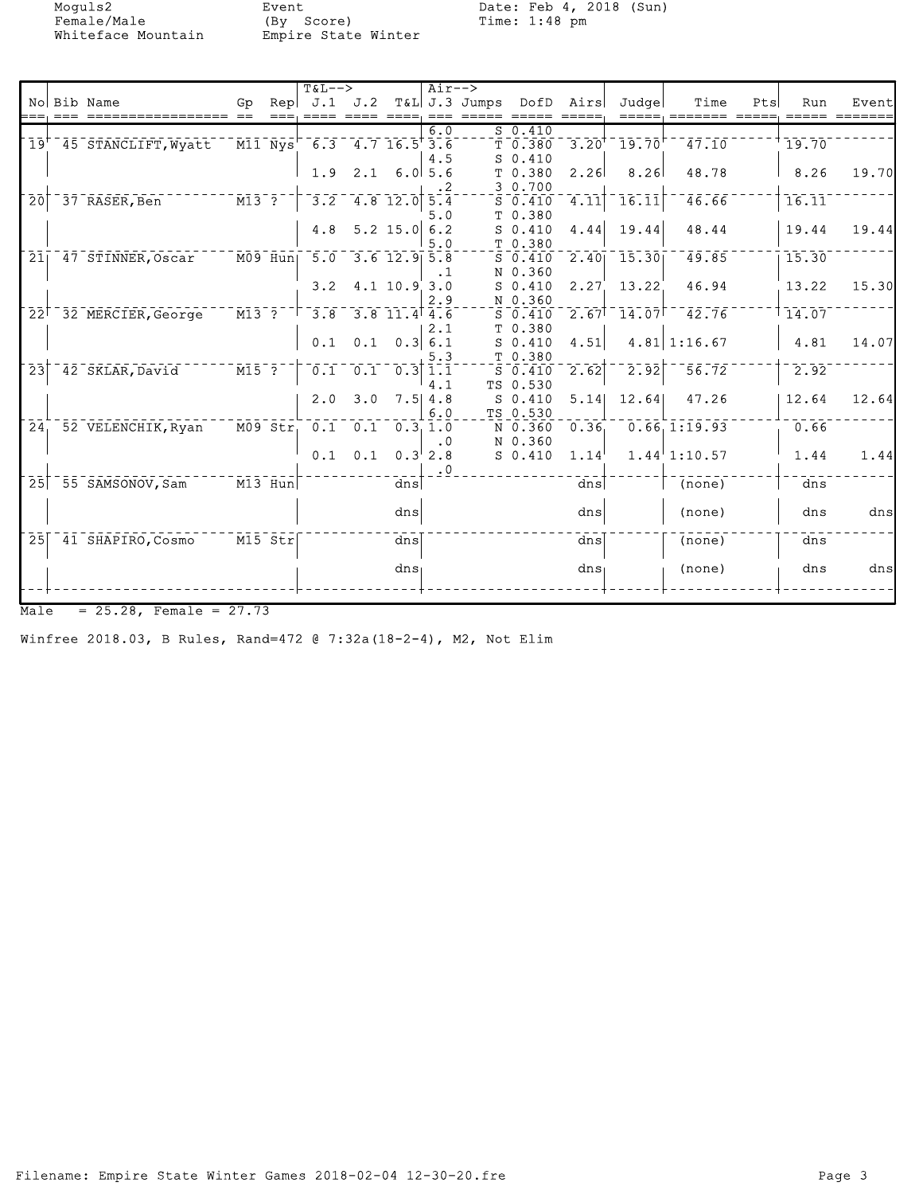Moguls2 Event Date: Feb 4, 2018 (Sun)
Female/Male (By Score) Time: 1:48 pm
Whiteface Mountain Empire State Winter

| No | Bib | Name | Gp | Rep | J.1 | J.2 | T&L | J.3 | Jumps | DofD | Airs | Judge | Time | Pts | Run | Event |
|---|---|---|---|---|---|---|---|---|---|---|---|---|---|---|---|---|
| | | | | | | | | 6.0 | S | 0.410 | | | | | | |
| 19 | 45 | STANCLIFT,Wyatt | M11 | Nys | 6.3 | 4.7 | 16.5 | 3.6 | T | 0.380 | 3.20 | 19.70 | 47.10 | | 19.70 | |
| | | | | | | | | 4.5 | S | 0.410 | | | | | | |
| | | | | | 1.9 | 2.1 | 6.0 | 5.6 | T | 0.380 | 2.26 | 8.26 | 48.78 | | 8.26 | 19.70 |
| | | | | | | | | .2 | 3 | 0.700 | | | | | | |
| 20 | 37 | RASER,Ben | M13 | ? | 3.2 | 4.8 | 12.0 | 5.4 | S | 0.410 | 4.11 | 16.11 | 46.66 | | 16.11 | |
| | | | | | | | | 5.0 | T | 0.380 | | | | | | |
| | | | | | 4.8 | 5.2 | 15.0 | 6.2 | S | 0.410 | 4.44 | 19.44 | 48.44 | | 19.44 | 19.44 |
| | | | | | | | | 5.0 | T | 0.380 | | | | | | |
| 21 | 47 | STINNER,Oscar | M09 | Hun | 5.0 | 3.6 | 12.9 | 5.8 | S | 0.410 | 2.40 | 15.30 | 49.85 | | 15.30 | |
| | | | | | | | | .1 | N | 0.360 | | | | | | |
| | | | | | 3.2 | 4.1 | 10.9 | 3.0 | S | 0.410 | 2.27 | 13.22 | 46.94 | | 13.22 | 15.30 |
| | | | | | | | | 2.9 | N | 0.360 | | | | | | |
| 22 | 32 | MERCIER,George | M13 | ? | 3.8 | 3.8 | 11.4 | 4.6 | S | 0.410 | 2.67 | 14.07 | 42.76 | | 14.07 | |
| | | | | | | | | 2.1 | T | 0.380 | | | | | | |
| | | | | | 0.1 | 0.1 | 0.3 | 6.1 | S | 0.410 | 4.51 | 4.81 | 1:16.67 | | 4.81 | 14.07 |
| | | | | | | | | 5.3 | T | 0.380 | | | | | | |
| 23 | 42 | SKLAR,David | M15 | ? | 0.1 | 0.1 | 0.3 | 1.1 | S | 0.410 | 2.62 | 2.92 | 56.72 | | 2.92 | |
| | | | | | | | | 4.1 | TS | 0.530 | | | | | | |
| | | | | | 2.0 | 3.0 | 7.5 | 4.8 | S | 0.410 | 5.14 | 12.64 | 47.26 | | 12.64 | 12.64 |
| | | | | | | | | 6.0 | TS | 0.530 | | | | | | |
| 24 | 52 | VELENCHIK,Ryan | M09 | Str | 0.1 | 0.1 | 0.3 | 1.0 | N | 0.360 | 0.36 | 0.66 | 1:19.93 | | 0.66 | |
| | | | | | | | | .0 | N | 0.360 | | | | | | |
| | | | | | 0.1 | 0.1 | 0.3 | 2.8 | S | 0.410 | 1.14 | 1.44 | 1:10.57 | | 1.44 | 1.44 |
| | | | | | | | | .0 | | | | | | | | |
| 25 | 55 | SAMSONOV,Sam | M13 | Hun | | | dns | | | | dns | | (none) | | dns | |
| | | | | | | | dns | | | | dns | | (none) | | dns | dns |
| 25 | 41 | SHAPIRO,Cosmo | M15 | Str | | | dns | | | | dns | | (none) | | dns | |
| | | | | | | | dns | | | | dns | | (none) | | dns | dns |

Male = 25.28, Female = 27.73

Winfree 2018.03, B Rules, Rand=472 @ 7:32a(18-2-4), M2, Not Elim

Filename: Empire State Winter Games 2018-02-04 12-30-20.fre